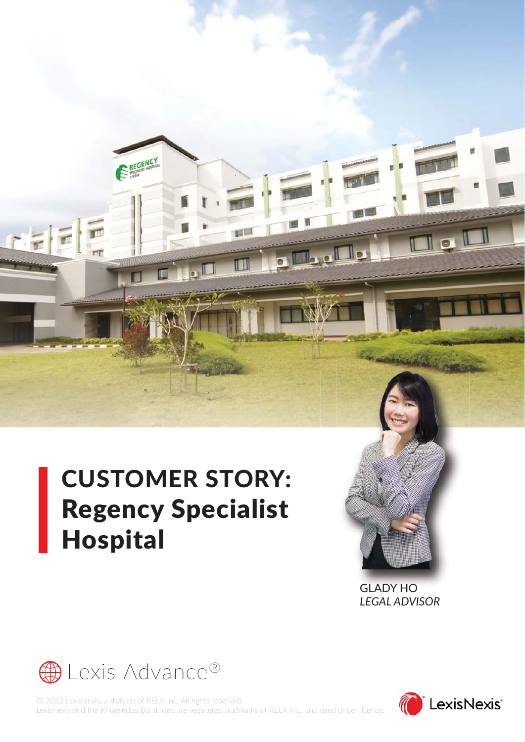# CUSTOMER STORY: Regency Specialist Hospital

GLADY HO
*LEGAL ADVISOR*

Lexis Advance®

© 2022 LexisNexis, a division of RELX Inc. All rights reserved.
LexisNexis and the Knowledge Burst logo are registered tradmarks of RELX Inc., and used under licence.

LexisNexis®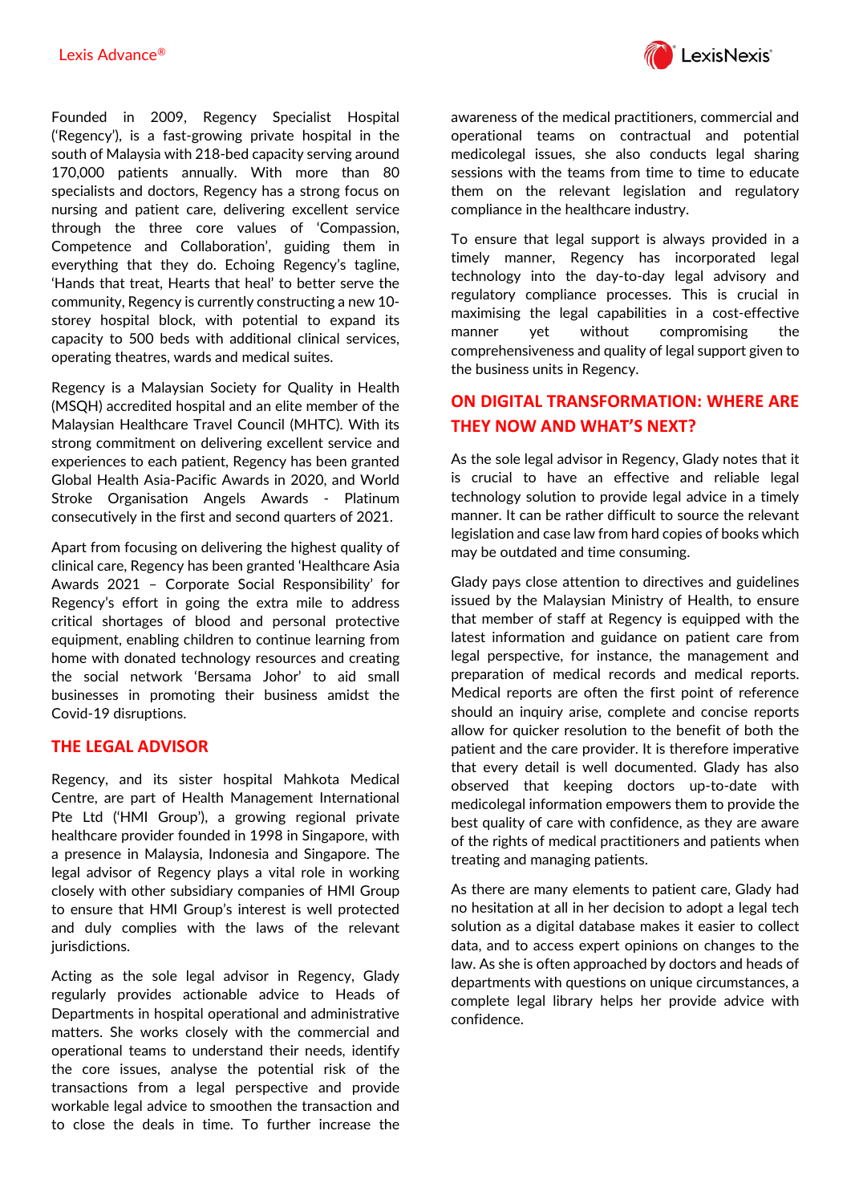Founded in 2009, Regency Specialist Hospital ('Regency'), is a fast-growing private hospital in the south of Malaysia with 218-bed capacity serving around 170,000 patients annually. With more than 80 specialists and doctors, Regency has a strong focus on nursing and patient care, delivering excellent service through the three core values of 'Compassion, Competence and Collaboration', guiding them in everything that they do. Echoing Regency's tagline, 'Hands that treat, Hearts that heal' to better serve the community, Regency is currently constructing a new 10-storey hospital block, with potential to expand its capacity to 500 beds with additional clinical services, operating theatres, wards and medical suites.

Regency is a Malaysian Society for Quality in Health (MSQH) accredited hospital and an elite member of the Malaysian Healthcare Travel Council (MHTC). With its strong commitment on delivering excellent service and experiences to each patient, Regency has been granted Global Health Asia-Pacific Awards in 2020, and World Stroke Organisation Angels Awards - Platinum consecutively in the first and second quarters of 2021.

Apart from focusing on delivering the highest quality of clinical care, Regency has been granted 'Healthcare Asia Awards 2021 – Corporate Social Responsibility' for Regency's effort in going the extra mile to address critical shortages of blood and personal protective equipment, enabling children to continue learning from home with donated technology resources and creating the social network 'Bersama Johor' to aid small businesses in promoting their business amidst the Covid-19 disruptions.

## THE LEGAL ADVISOR

Regency, and its sister hospital Mahkota Medical Centre, are part of Health Management International Pte Ltd ('HMI Group'), a growing regional private healthcare provider founded in 1998 in Singapore, with a presence in Malaysia, Indonesia and Singapore. The legal advisor of Regency plays a vital role in working closely with other subsidiary companies of HMI Group to ensure that HMI Group's interest is well protected and duly complies with the laws of the relevant jurisdictions.

Acting as the sole legal advisor in Regency, Glady regularly provides actionable advice to Heads of Departments in hospital operational and administrative matters. She works closely with the commercial and operational teams to understand their needs, identify the core issues, analyse the potential risk of the transactions from a legal perspective and provide workable legal advice to smoothen the transaction and to close the deals in time. To further increase the awareness of the medical practitioners, commercial and operational teams on contractual and potential medicolegal issues, she also conducts legal sharing sessions with the teams from time to time to educate them on the relevant legislation and regulatory compliance in the healthcare industry.

To ensure that legal support is always provided in a timely manner, Regency has incorporated legal technology into the day-to-day legal advisory and regulatory compliance processes. This is crucial in maximising the legal capabilities in a cost-effective manner yet without compromising the comprehensiveness and quality of legal support given to the business units in Regency.

## ON DIGITAL TRANSFORMATION: WHERE ARE THEY NOW AND WHAT'S NEXT?

As the sole legal advisor in Regency, Glady notes that it is crucial to have an effective and reliable legal technology solution to provide legal advice in a timely manner. It can be rather difficult to source the relevant legislation and case law from hard copies of books which may be outdated and time consuming.

Glady pays close attention to directives and guidelines issued by the Malaysian Ministry of Health, to ensure that member of staff at Regency is equipped with the latest information and guidance on patient care from legal perspective, for instance, the management and preparation of medical records and medical reports. Medical reports are often the first point of reference should an inquiry arise, complete and concise reports allow for quicker resolution to the benefit of both the patient and the care provider. It is therefore imperative that every detail is well documented. Glady has also observed that keeping doctors up-to-date with medicolegal information empowers them to provide the best quality of care with confidence, as they are aware of the rights of medical practitioners and patients when treating and managing patients.

As there are many elements to patient care, Glady had no hesitation at all in her decision to adopt a legal tech solution as a digital database makes it easier to collect data, and to access expert opinions on changes to the law. As she is often approached by doctors and heads of departments with questions on unique circumstances, a complete legal library helps her provide advice with confidence.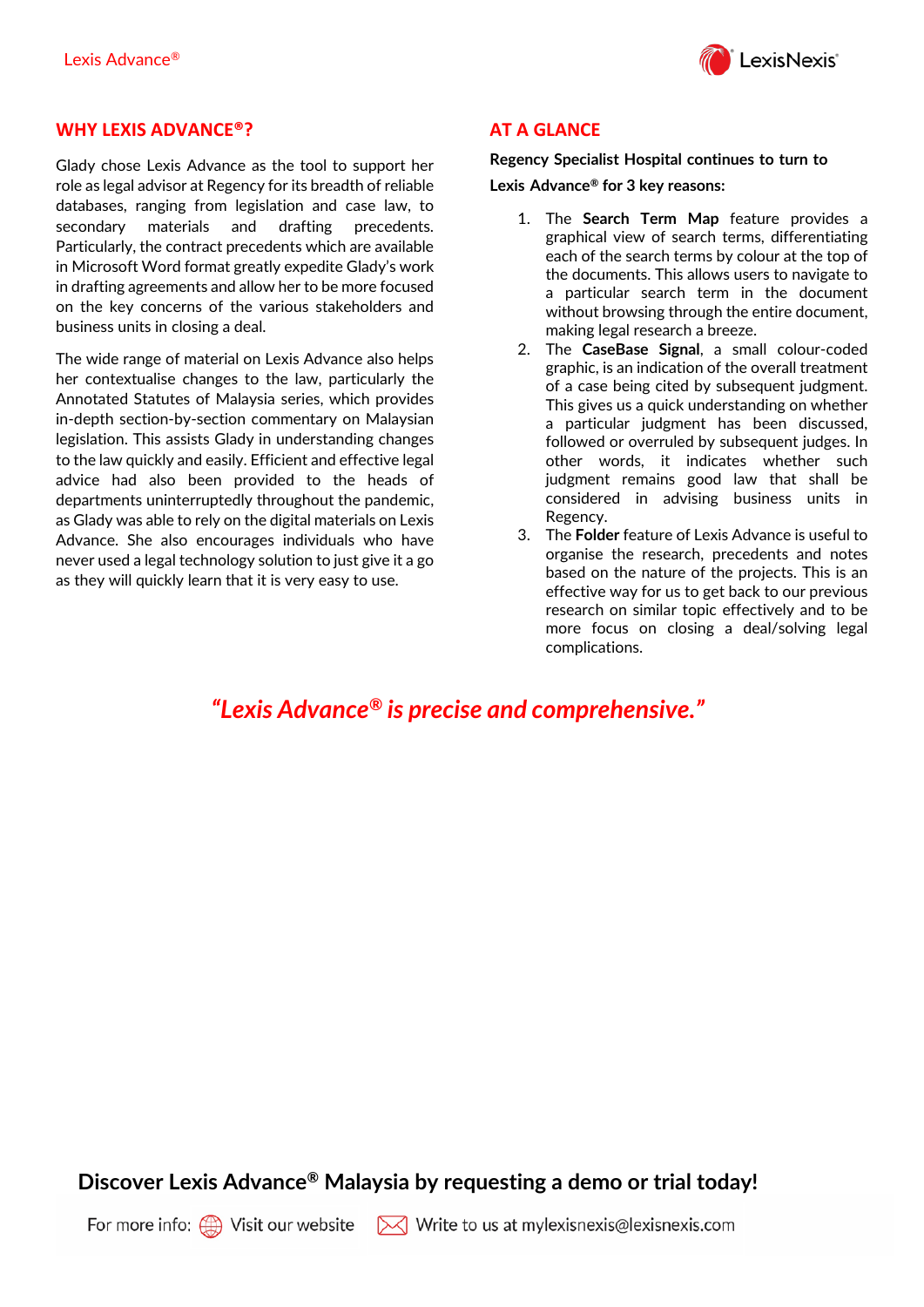## WHY LEXIS ADVANCE®?

Glady chose Lexis Advance as the tool to support her role as legal advisor at Regency for its breadth of reliable databases, ranging from legislation and case law, to secondary materials and drafting precedents. Particularly, the contract precedents which are available in Microsoft Word format greatly expedite Glady's work in drafting agreements and allow her to be more focused on the key concerns of the various stakeholders and business units in closing a deal.

The wide range of material on Lexis Advance also helps her contextualise changes to the law, particularly the Annotated Statutes of Malaysia series, which provides in-depth section-by-section commentary on Malaysian legislation. This assists Glady in understanding changes to the law quickly and easily. Efficient and effective legal advice had also been provided to the heads of departments uninterruptedly throughout the pandemic, as Glady was able to rely on the digital materials on Lexis Advance. She also encourages individuals who have never used a legal technology solution to just give it a go as they will quickly learn that it is very easy to use.

## AT A GLANCE

**Regency Specialist Hospital continues to turn to Lexis Advance® for 3 key reasons:**

1. The **Search Term Map** feature provides a graphical view of search terms, differentiating each of the search terms by colour at the top of the documents. This allows users to navigate to a particular search term in the document without browsing through the entire document, making legal research a breeze.
2. The **CaseBase Signal**, a small colour-coded graphic, is an indication of the overall treatment of a case being cited by subsequent judgment. This gives us a quick understanding on whether a particular judgment has been discussed, followed or overruled by subsequent judges. In other words, it indicates whether such judgment remains good law that shall be considered in advising business units in Regency.
3. The **Folder** feature of Lexis Advance is useful to organise the research, precedents and notes based on the nature of the projects. This is an effective way for us to get back to our previous research on similar topic effectively and to be more focus on closing a deal/solving legal complications.

*"Lexis Advance® is precise and comprehensive."*

**Discover Lexis Advance® Malaysia by requesting a demo or trial today!**

For more info: Visit our website Write to us at mylexisnexis@lexisnexis.com